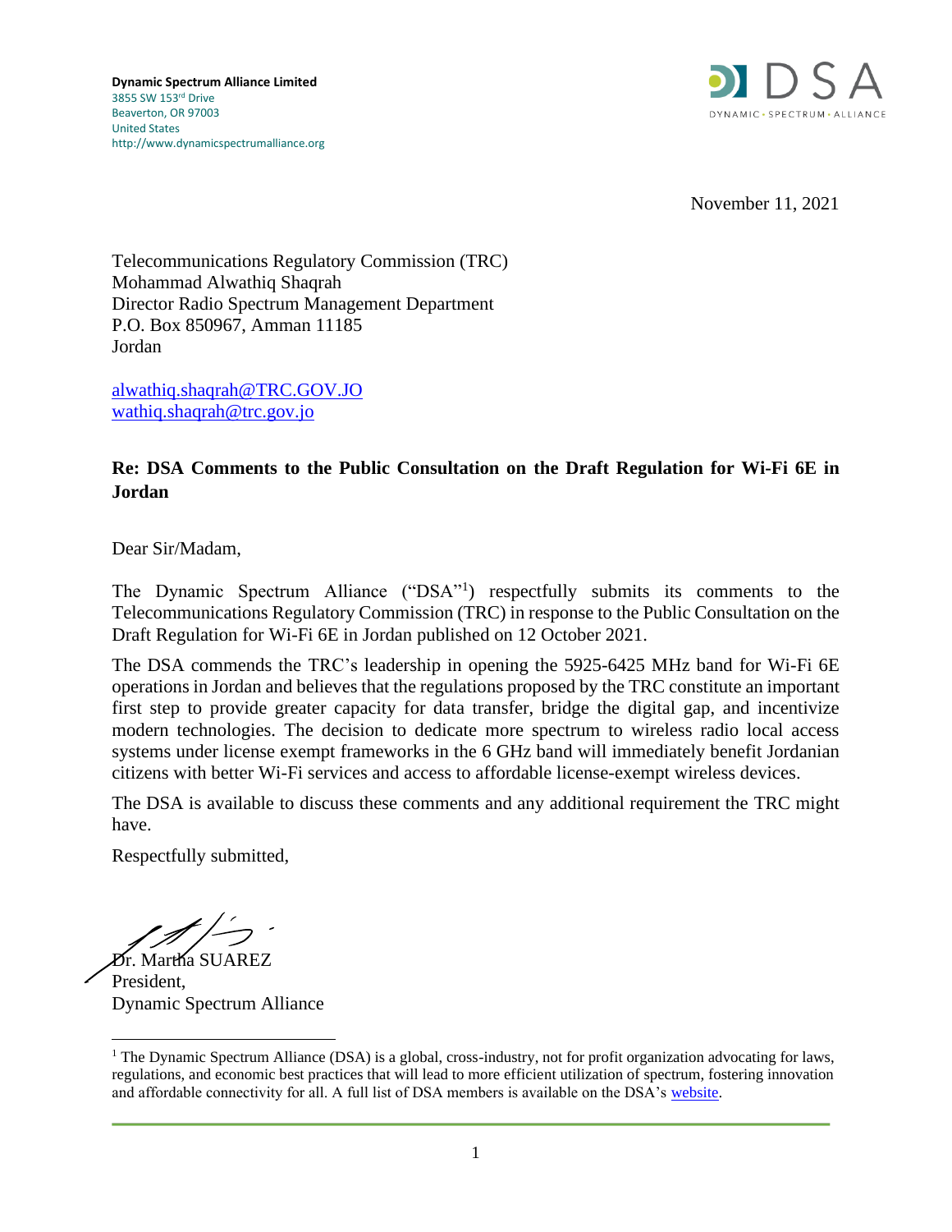**Dynamic Spectrum Alliance Limited**
3855 SW 153rd Drive
Beaverton, OR 97003
United States
http://www.dynamicspectrumalliance.org

DSA
DYNAMIC · SPECTRUM · ALLIANCE

November 11, 2021

Telecommunications Regulatory Commission (TRC)
Mohammad Alwathiq Shaqrah
Director Radio Spectrum Management Department
P.O. Box 850967, Amman 11185
Jordan

alwathiq.shaqrah@TRC.GOV.JO
wathiq.shaqrah@trc.gov.jo

**Re: DSA Comments to the Public Consultation on the Draft Regulation for Wi-Fi 6E in Jordan**

Dear Sir/Madam,

The Dynamic Spectrum Alliance ("DSA"[1]) respectfully submits its comments to the Telecommunications Regulatory Commission (TRC) in response to the Public Consultation on the Draft Regulation for Wi-Fi 6E in Jordan published on 12 October 2021.

The DSA commends the TRC's leadership in opening the 5925-6425 MHz band for Wi-Fi 6E operations in Jordan and believes that the regulations proposed by the TRC constitute an important first step to provide greater capacity for data transfer, bridge the digital gap, and incentivize modern technologies. The decision to dedicate more spectrum to wireless radio local access systems under license exempt frameworks in the 6 GHz band will immediately benefit Jordanian citizens with better Wi-Fi services and access to affordable license-exempt wireless devices.

The DSA is available to discuss these comments and any additional requirement the TRC might have.

Respectfully submitted,

Dr. Martha SUAREZ
President,
Dynamic Spectrum Alliance

[1] The Dynamic Spectrum Alliance (DSA) is a global, cross-industry, not for profit organization advocating for laws, regulations, and economic best practices that will lead to more efficient utilization of spectrum, fostering innovation and affordable connectivity for all. A full list of DSA members is available on the DSA's website.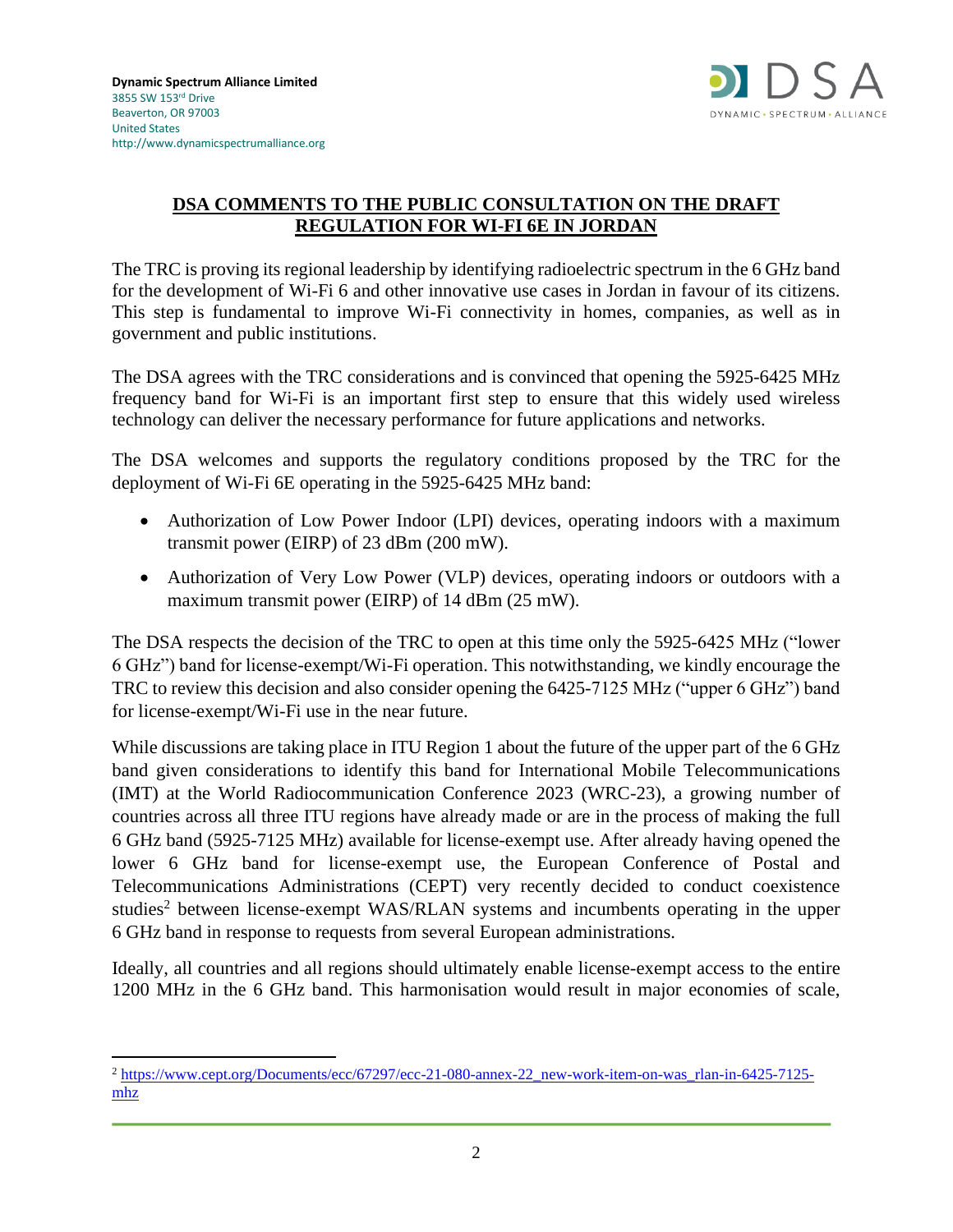**Dynamic Spectrum Alliance Limited**
3855 SW 153rd Drive
Beaverton, OR 97003
United States
http://www.dynamicspectrumalliance.org

DSA
DYNAMIC • SPECTRUM • ALLIANCE

## DSA COMMENTS TO THE PUBLIC CONSULTATION ON THE DRAFT REGULATION FOR WI-FI 6E IN JORDAN

The TRC is proving its regional leadership by identifying radioelectric spectrum in the 6 GHz band for the development of Wi-Fi 6 and other innovative use cases in Jordan in favour of its citizens. This step is fundamental to improve Wi-Fi connectivity in homes, companies, as well as in government and public institutions.

The DSA agrees with the TRC considerations and is convinced that opening the 5925-6425 MHz frequency band for Wi-Fi is an important first step to ensure that this widely used wireless technology can deliver the necessary performance for future applications and networks.

The DSA welcomes and supports the regulatory conditions proposed by the TRC for the deployment of Wi-Fi 6E operating in the 5925-6425 MHz band:

- Authorization of Low Power Indoor (LPI) devices, operating indoors with a maximum transmit power (EIRP) of 23 dBm (200 mW).
- Authorization of Very Low Power (VLP) devices, operating indoors or outdoors with a maximum transmit power (EIRP) of 14 dBm (25 mW).

The DSA respects the decision of the TRC to open at this time only the 5925-6425 MHz ("lower 6 GHz") band for license-exempt/Wi-Fi operation. This notwithstanding, we kindly encourage the TRC to review this decision and also consider opening the 6425-7125 MHz ("upper 6 GHz") band for license-exempt/Wi-Fi use in the near future.

While discussions are taking place in ITU Region 1 about the future of the upper part of the 6 GHz band given considerations to identify this band for International Mobile Telecommunications (IMT) at the World Radiocommunication Conference 2023 (WRC-23), a growing number of countries across all three ITU regions have already made or are in the process of making the full 6 GHz band (5925-7125 MHz) available for license-exempt use. After already having opened the lower 6 GHz band for license-exempt use, the European Conference of Postal and Telecommunications Administrations (CEPT) very recently decided to conduct coexistence studies[2] between license-exempt WAS/RLAN systems and incumbents operating in the upper 6 GHz band in response to requests from several European administrations.

Ideally, all countries and all regions should ultimately enable license-exempt access to the entire 1200 MHz in the 6 GHz band. This harmonisation would result in major economies of scale,

[2] https://www.cept.org/Documents/ecc/67297/ecc-21-080-annex-22_new-work-item-on-was_rlan-in-6425-7125-mhz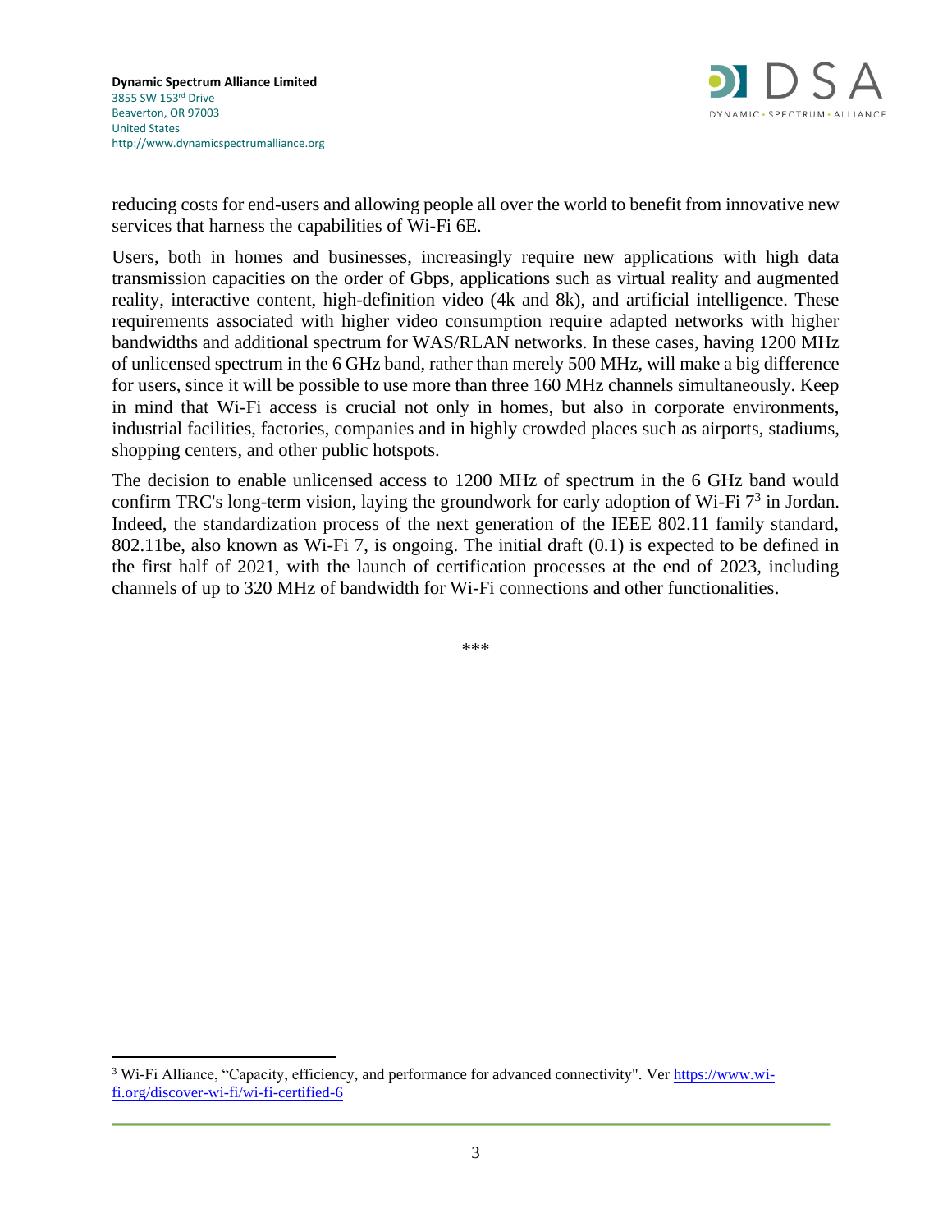reducing costs for end-users and allowing people all over the world to benefit from innovative new services that harness the capabilities of Wi-Fi 6E.

Users, both in homes and businesses, increasingly require new applications with high data transmission capacities on the order of Gbps, applications such as virtual reality and augmented reality, interactive content, high-definition video (4k and 8k), and artificial intelligence. These requirements associated with higher video consumption require adapted networks with higher bandwidths and additional spectrum for WAS/RLAN networks. In these cases, having 1200 MHz of unlicensed spectrum in the 6 GHz band, rather than merely 500 MHz, will make a big difference for users, since it will be possible to use more than three 160 MHz channels simultaneously. Keep in mind that Wi-Fi access is crucial not only in homes, but also in corporate environments, industrial facilities, factories, companies and in highly crowded places such as airports, stadiums, shopping centers, and other public hotspots.

The decision to enable unlicensed access to 1200 MHz of spectrum in the 6 GHz band would confirm TRC's long-term vision, laying the groundwork for early adoption of Wi-Fi 7[3] in Jordan. Indeed, the standardization process of the next generation of the IEEE 802.11 family standard, 802.11be, also known as Wi-Fi 7, is ongoing. The initial draft (0.1) is expected to be defined in the first half of 2021, with the launch of certification processes at the end of 2023, including channels of up to 320 MHz of bandwidth for Wi-Fi connections and other functionalities.

\*\*\*

[3] Wi-Fi Alliance, "Capacity, efficiency, and performance for advanced connectivity". Ver https://www.wi-fi.org/discover-wi-fi/wi-fi-certified-6